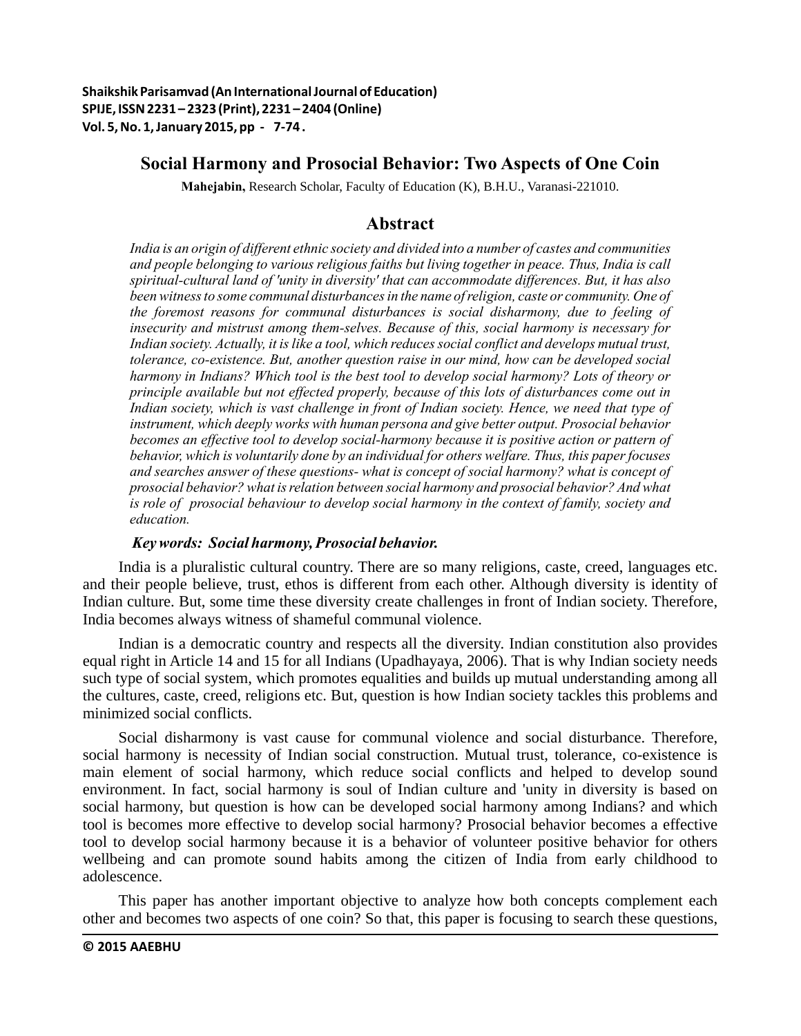# Social Harmony and Prosocial Behavior: Two Aspects of One Coin

**Mahejabin,** Research Scholar, Faculty of Education (K), B.H.U., Varanasi-221010.

## Abstract

*India is an origin of different ethnic society and divided into a number of castes and communities and people belonging to various religious faiths but living together in peace. Thus, India is call spiritual-cultural land of 'unity in diversity' that can accommodate differences. But, it has also been witness to some communal disturbances in the name of religion, caste or community. One of the foremost reasons for communal disturbances is social disharmony, due to feeling of insecurity and mistrust among them-selves. Because of this, social harmony is necessary for Indian society. Actually, it is like a tool, which reduces social conflict and develops mutual trust, tolerance, co-existence. But, another question raise in our mind, how can be developed social harmony in Indians? Which tool is the best tool to develop social harmony? Lots of theory or principle available but not effected properly, because of this lots of disturbances come out in Indian society, which is vast challenge in front of Indian society. Hence, we need that type of instrument, which deeply works with human persona and give better output. Prosocial behavior becomes an effective tool to develop social-harmony because it is positive action or pattern of behavior, which is voluntarily done by an individual for others welfare. Thus, this paper focuses and searches answer of these questions- what is concept of social harmony? what is concept of prosocial behavior? what is relation between social harmony and prosocial behavior? And what is role of prosocial behaviour to develop social harmony in the context of family, society and education.*

***Key words: Social harmony, Prosocial behavior.***

India is a pluralistic cultural country. There are so many religions, caste, creed, languages etc. and their people believe, trust, ethos is different from each other. Although diversity is identity of Indian culture. But, some time these diversity create challenges in front of Indian society. Therefore, India becomes always witness of shameful communal violence.

Indian is a democratic country and respects all the diversity. Indian constitution also provides equal right in Article 14 and 15 for all Indians (Upadhayaya, 2006). That is why Indian society needs such type of social system, which promotes equalities and builds up mutual understanding among all the cultures, caste, creed, religions etc. But, question is how Indian society tackles this problems and minimized social conflicts.

Social disharmony is vast cause for communal violence and social disturbance. Therefore, social harmony is necessity of Indian social construction. Mutual trust, tolerance, co-existence is main element of social harmony, which reduce social conflicts and helped to develop sound environment. In fact, social harmony is soul of Indian culture and 'unity in diversity is based on social harmony, but question is how can be developed social harmony among Indians? and which tool is becomes more effective to develop social harmony? Prosocial behavior becomes a effective tool to develop social harmony because it is a behavior of volunteer positive behavior for others wellbeing and can promote sound habits among the citizen of India from early childhood to adolescence.

This paper has another important objective to analyze how both concepts complement each other and becomes two aspects of one coin? So that, this paper is focusing to search these questions,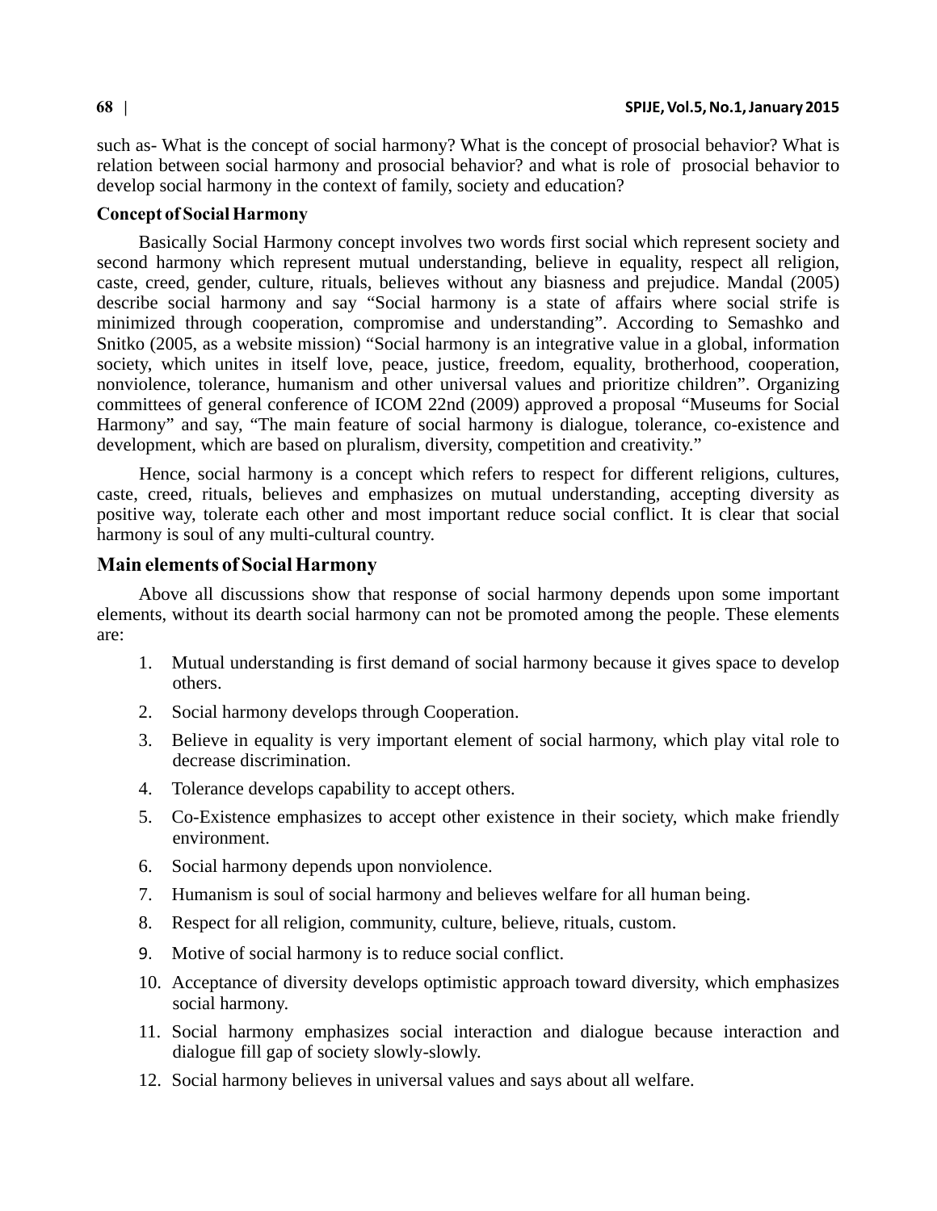such as- What is the concept of social harmony? What is the concept of prosocial behavior? What is relation between social harmony and prosocial behavior? and what is role of prosocial behavior to develop social harmony in the context of family, society and education?

### Concept of Social Harmony

Basically Social Harmony concept involves two words first social which represent society and second harmony which represent mutual understanding, believe in equality, respect all religion, caste, creed, gender, culture, rituals, believes without any biasness and prejudice. Mandal (2005) describe social harmony and say "Social harmony is a state of affairs where social strife is minimized through cooperation, compromise and understanding". According to Semashko and Snitko (2005, as a website mission) "Social harmony is an integrative value in a global, information society, which unites in itself love, peace, justice, freedom, equality, brotherhood, cooperation, nonviolence, tolerance, humanism and other universal values and prioritize children". Organizing committees of general conference of ICOM 22nd (2009) approved a proposal "Museums for Social Harmony" and say, "The main feature of social harmony is dialogue, tolerance, co-existence and development, which are based on pluralism, diversity, competition and creativity."

Hence, social harmony is a concept which refers to respect for different religions, cultures, caste, creed, rituals, believes and emphasizes on mutual understanding, accepting diversity as positive way, tolerate each other and most important reduce social conflict. It is clear that social harmony is soul of any multi-cultural country.

### Main elements of Social Harmony

Above all discussions show that response of social harmony depends upon some important elements, without its dearth social harmony can not be promoted among the people. These elements are:

1. Mutual understanding is first demand of social harmony because it gives space to develop others.
2. Social harmony develops through Cooperation.
3. Believe in equality is very important element of social harmony, which play vital role to decrease discrimination.
4. Tolerance develops capability to accept others.
5. Co-Existence emphasizes to accept other existence in their society, which make friendly environment.
6. Social harmony depends upon nonviolence.
7. Humanism is soul of social harmony and believes welfare for all human being.
8. Respect for all religion, community, culture, believe, rituals, custom.
9. Motive of social harmony is to reduce social conflict.
10. Acceptance of diversity develops optimistic approach toward diversity, which emphasizes social harmony.
11. Social harmony emphasizes social interaction and dialogue because interaction and dialogue fill gap of society slowly-slowly.
12. Social harmony believes in universal values and says about all welfare.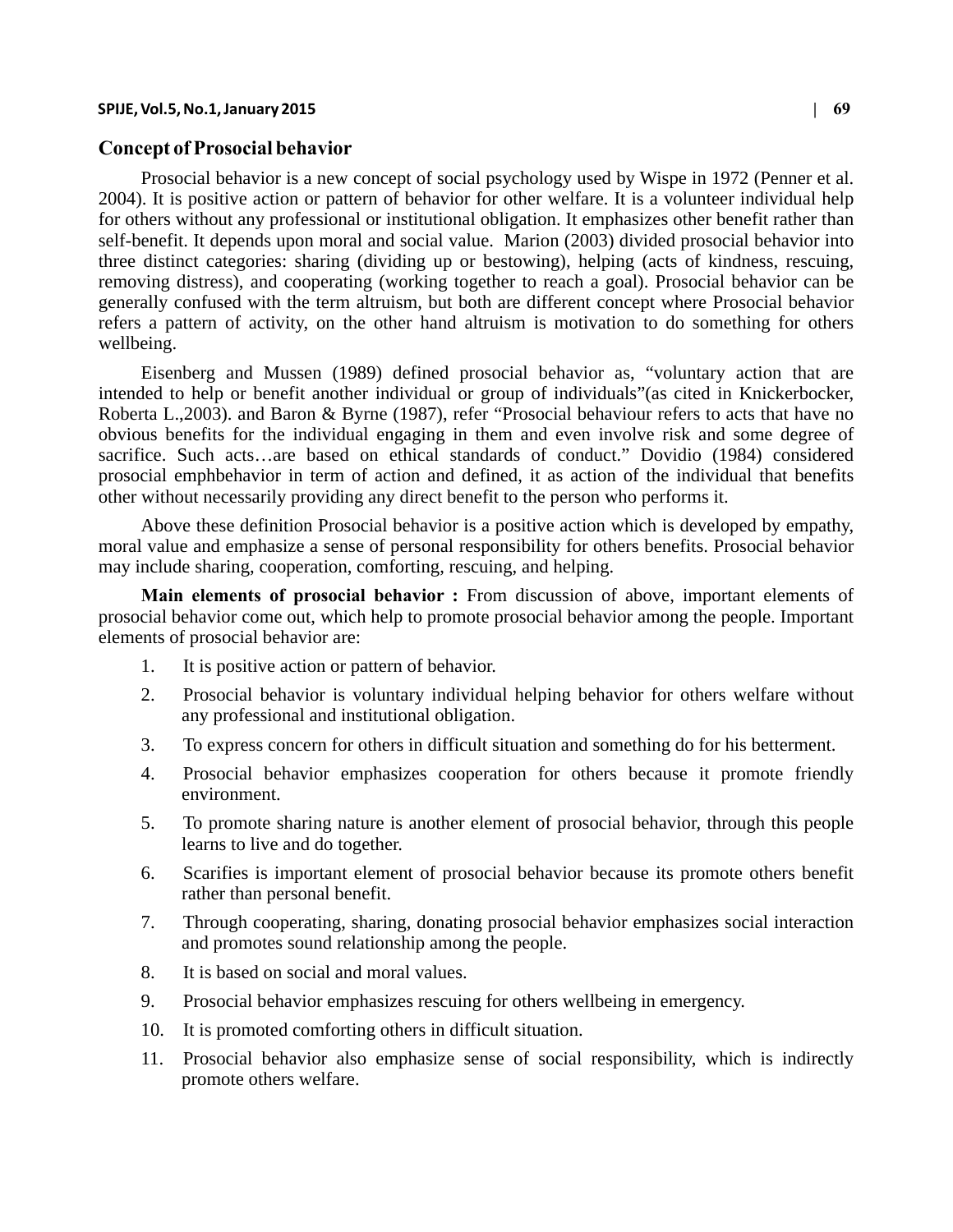## Concept of Prosocial behavior

Prosocial behavior is a new concept of social psychology used by Wispe in 1972 (Penner et al. 2004). It is positive action or pattern of behavior for other welfare. It is a volunteer individual help for others without any professional or institutional obligation. It emphasizes other benefit rather than self-benefit. It depends upon moral and social value. Marion (2003) divided prosocial behavior into three distinct categories: sharing (dividing up or bestowing), helping (acts of kindness, rescuing, removing distress), and cooperating (working together to reach a goal). Prosocial behavior can be generally confused with the term altruism, but both are different concept where Prosocial behavior refers a pattern of activity, on the other hand altruism is motivation to do something for others wellbeing.

Eisenberg and Mussen (1989) defined prosocial behavior as, "voluntary action that are intended to help or benefit another individual or group of individuals"(as cited in Knickerbocker, Roberta L.,2003). and Baron & Byrne (1987), refer "Prosocial behaviour refers to acts that have no obvious benefits for the individual engaging in them and even involve risk and some degree of sacrifice. Such acts…are based on ethical standards of conduct." Dovidio (1984) considered prosocial emphbehavior in term of action and defined, it as action of the individual that benefits other without necessarily providing any direct benefit to the person who performs it.

Above these definition Prosocial behavior is a positive action which is developed by empathy, moral value and emphasize a sense of personal responsibility for others benefits. Prosocial behavior may include sharing, cooperation, comforting, rescuing, and helping.

**Main elements of prosocial behavior :** From discussion of above, important elements of prosocial behavior come out, which help to promote prosocial behavior among the people. Important elements of prosocial behavior are:

1. It is positive action or pattern of behavior.
2. Prosocial behavior is voluntary individual helping behavior for others welfare without any professional and institutional obligation.
3. To express concern for others in difficult situation and something do for his betterment.
4. Prosocial behavior emphasizes cooperation for others because it promote friendly environment.
5. To promote sharing nature is another element of prosocial behavior, through this people learns to live and do together.
6. Scarifies is important element of prosocial behavior because its promote others benefit rather than personal benefit.
7. Through cooperating, sharing, donating prosocial behavior emphasizes social interaction and promotes sound relationship among the people.
8. It is based on social and moral values.
9. Prosocial behavior emphasizes rescuing for others wellbeing in emergency.
10. It is promoted comforting others in difficult situation.
11. Prosocial behavior also emphasize sense of social responsibility, which is indirectly promote others welfare.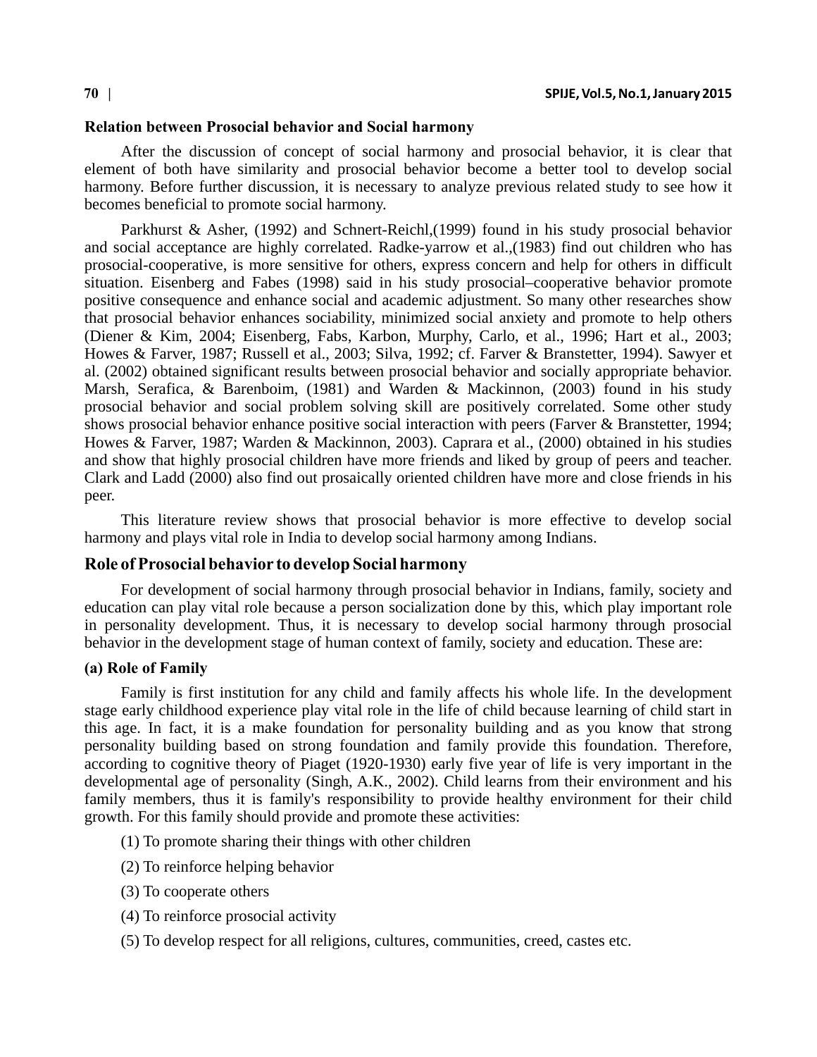### Relation between Prosocial behavior and Social harmony

After the discussion of concept of social harmony and prosocial behavior, it is clear that element of both have similarity and prosocial behavior become a better tool to develop social harmony. Before further discussion, it is necessary to analyze previous related study to see how it becomes beneficial to promote social harmony.

Parkhurst & Asher, (1992) and Schnert-Reichl,(1999) found in his study prosocial behavior and social acceptance are highly correlated. Radke-yarrow et al.,(1983) find out children who has prosocial-cooperative, is more sensitive for others, express concern and help for others in difficult situation. Eisenberg and Fabes (1998) said in his study prosocial–cooperative behavior promote positive consequence and enhance social and academic adjustment. So many other researches show that prosocial behavior enhances sociability, minimized social anxiety and promote to help others (Diener & Kim, 2004; Eisenberg, Fabs, Karbon, Murphy, Carlo, et al., 1996; Hart et al., 2003; Howes & Farver, 1987; Russell et al., 2003; Silva, 1992; cf. Farver & Branstetter, 1994). Sawyer et al. (2002) obtained significant results between prosocial behavior and socially appropriate behavior. Marsh, Serafica, & Barenboim, (1981) and Warden & Mackinnon, (2003) found in his study prosocial behavior and social problem solving skill are positively correlated. Some other study shows prosocial behavior enhance positive social interaction with peers (Farver & Branstetter, 1994; Howes & Farver, 1987; Warden & Mackinnon, 2003). Caprara et al., (2000) obtained in his studies and show that highly prosocial children have more friends and liked by group of peers and teacher. Clark and Ladd (2000) also find out prosaically oriented children have more and close friends in his peer.

This literature review shows that prosocial behavior is more effective to develop social harmony and plays vital role in India to develop social harmony among Indians.

### Role of Prosocial behavior to develop Social harmony

For development of social harmony through prosocial behavior in Indians, family, society and education can play vital role because a person socialization done by this, which play important role in personality development. Thus, it is necessary to develop social harmony through prosocial behavior in the development stage of human context of family, society and education. These are:

#### (a) Role of Family

Family is first institution for any child and family affects his whole life. In the development stage early childhood experience play vital role in the life of child because learning of child start in this age. In fact, it is a make foundation for personality building and as you know that strong personality building based on strong foundation and family provide this foundation. Therefore, according to cognitive theory of Piaget (1920-1930) early five year of life is very important in the developmental age of personality (Singh, A.K., 2002). Child learns from their environment and his family members, thus it is family's responsibility to provide healthy environment for their child growth. For this family should provide and promote these activities:

(1) To promote sharing their things with other children

(2) To reinforce helping behavior

(3) To cooperate others

(4) To reinforce prosocial activity

(5) To develop respect for all religions, cultures, communities, creed, castes etc.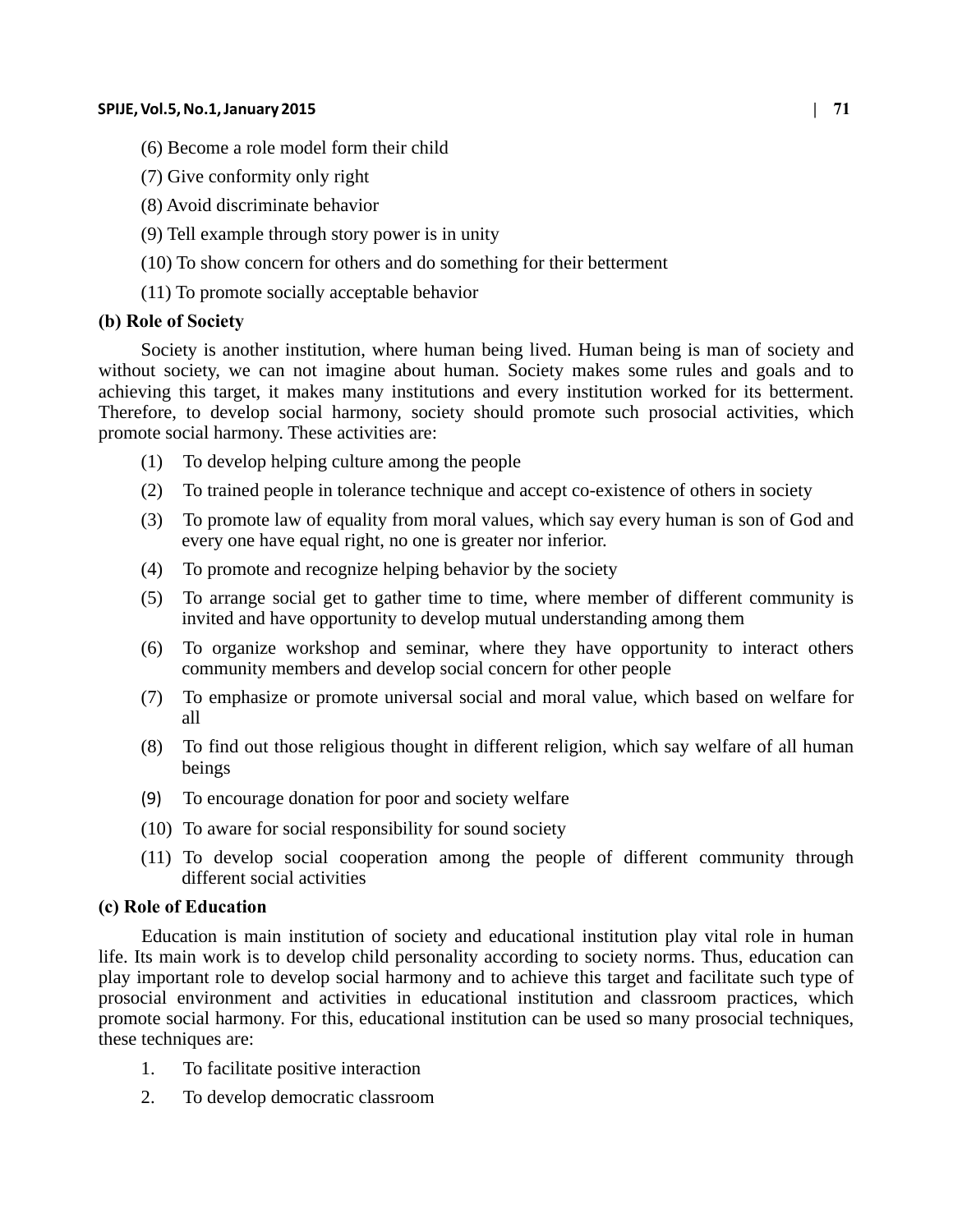(6) Become a role model form their child

(7) Give conformity only right

(8) Avoid discriminate behavior

(9) Tell example through story power is in unity

(10) To show concern for others and do something for their betterment

(11) To promote socially acceptable behavior

**(b) Role of Society**

Society is another institution, where human being lived. Human being is man of society and without society, we can not imagine about human. Society makes some rules and goals and to achieving this target, it makes many institutions and every institution worked for its betterment. Therefore, to develop social harmony, society should promote such prosocial activities, which promote social harmony. These activities are:

(1) To develop helping culture among the people

(2) To trained people in tolerance technique and accept co-existence of others in society

(3) To promote law of equality from moral values, which say every human is son of God and every one have equal right, no one is greater nor inferior.

(4) To promote and recognize helping behavior by the society

(5) To arrange social get to gather time to time, where member of different community is invited and have opportunity to develop mutual understanding among them

(6) To organize workshop and seminar, where they have opportunity to interact others community members and develop social concern for other people

(7) To emphasize or promote universal social and moral value, which based on welfare for all

(8) To find out those religious thought in different religion, which say welfare of all human beings

(9) To encourage donation for poor and society welfare

(10) To aware for social responsibility for sound society

(11) To develop social cooperation among the people of different community through different social activities

**(c) Role of Education**

Education is main institution of society and educational institution play vital role in human life. Its main work is to develop child personality according to society norms. Thus, education can play important role to develop social harmony and to achieve this target and facilitate such type of prosocial environment and activities in educational institution and classroom practices, which promote social harmony. For this, educational institution can be used so many prosocial techniques, these techniques are:

1. To facilitate positive interaction
2. To develop democratic classroom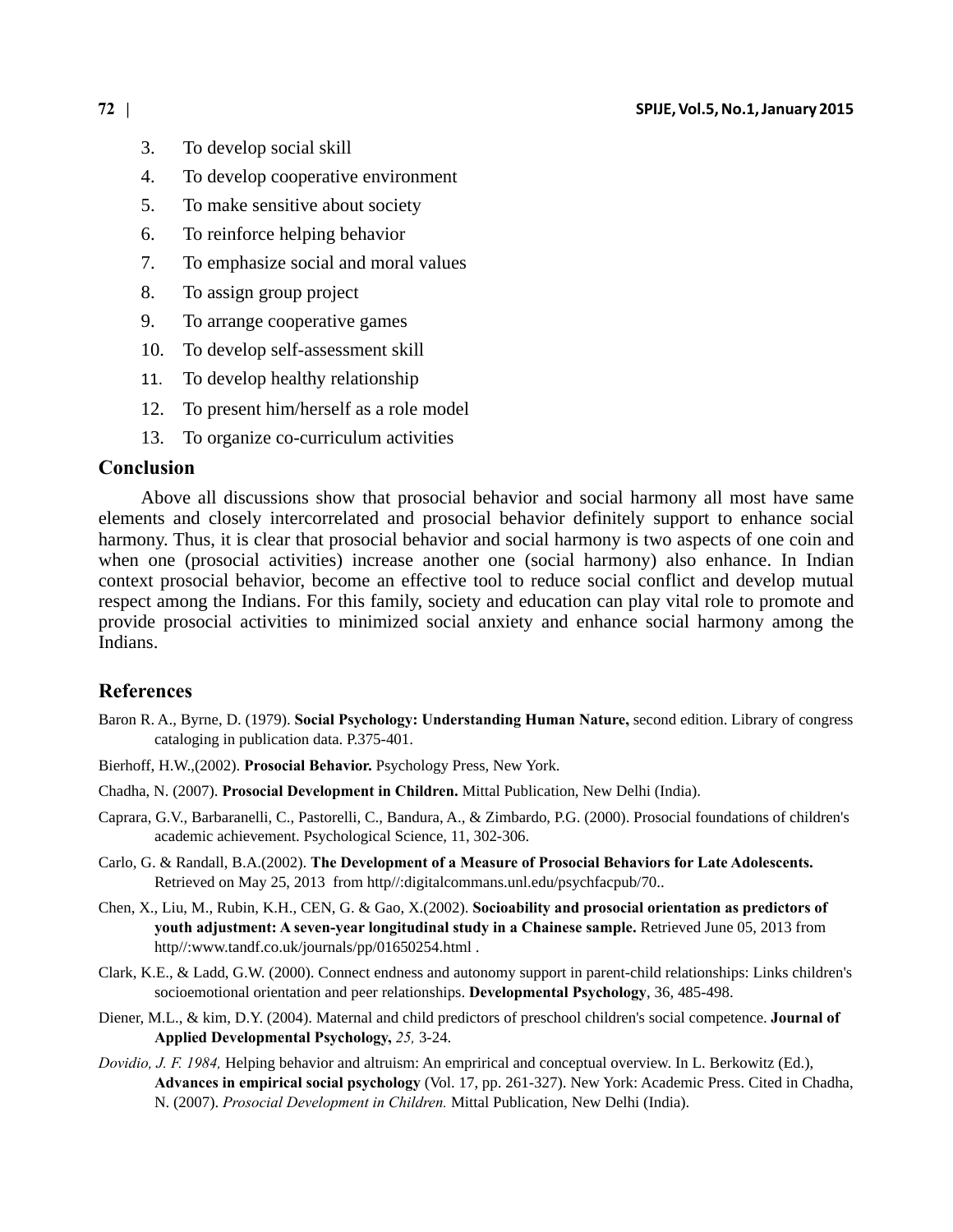3. To develop social skill
4. To develop cooperative environment
5. To make sensitive about society
6. To reinforce helping behavior
7. To emphasize social and moral values
8. To assign group project
9. To arrange cooperative games
10. To develop self-assessment skill
11. To develop healthy relationship
12. To present him/herself as a role model
13. To organize co-curriculum activities

## Conclusion

Above all discussions show that prosocial behavior and social harmony all most have same elements and closely intercorrelated and prosocial behavior definitely support to enhance social harmony. Thus, it is clear that prosocial behavior and social harmony is two aspects of one coin and when one (prosocial activities) increase another one (social harmony) also enhance. In Indian context prosocial behavior, become an effective tool to reduce social conflict and develop mutual respect among the Indians. For this family, society and education can play vital role to promote and provide prosocial activities to minimized social anxiety and enhance social harmony among the Indians.

## References

Baron R. A., Byrne, D. (1979). **Social Psychology: Understanding Human Nature,** second edition. Library of congress cataloging in publication data. P.375-401.

Bierhoff, H.W.,(2002). **Prosocial Behavior.** Psychology Press, New York.

Chadha, N. (2007). **Prosocial Development in Children.** Mittal Publication, New Delhi (India).

Caprara, G.V., Barbaranelli, C., Pastorelli, C., Bandura, A., & Zimbardo, P.G. (2000). Prosocial foundations of children's academic achievement. Psychological Science, 11, 302-306.

Carlo, G. & Randall, B.A.(2002). **The Development of a Measure of Prosocial Behaviors for Late Adolescents.** Retrieved on May 25, 2013 from http//:digitalcommans.unl.edu/psychfacpub/70..

Chen, X., Liu, M., Rubin, K.H., CEN, G. & Gao, X.(2002). **Socioability and prosocial orientation as predictors of youth adjustment: A seven-year longitudinal study in a Chainese sample.** Retrieved June 05, 2013 from http//:www.tandf.co.uk/journals/pp/01650254.html .

Clark, K.E., & Ladd, G.W. (2000). Connect endness and autonomy support in parent-child relationships: Links children's socioemotional orientation and peer relationships. **Developmental Psychology**, 36, 485-498.

Diener, M.L., & kim, D.Y. (2004). Maternal and child predictors of preschool children's social competence. **Journal of Applied Developmental Psychology,** *25,* 3-24.

*Dovidio, J. F. 1984,* Helping behavior and altruism: An emprirical and conceptual overview. In L. Berkowitz (Ed.), **Advances in empirical social psychology** (Vol. 17, pp. 261-327). New York: Academic Press. Cited in Chadha, N. (2007). *Prosocial Development in Children.* Mittal Publication, New Delhi (India).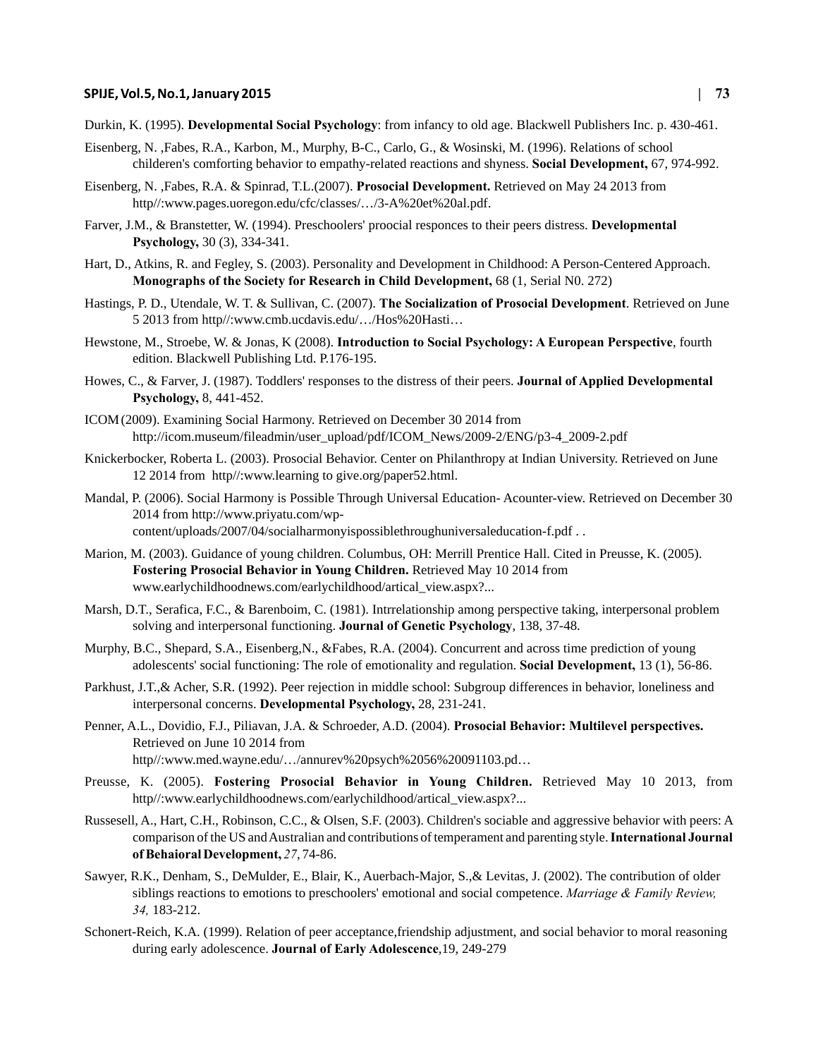Durkin, K. (1995). **Developmental Social Psychology**: from infancy to old age. Blackwell Publishers Inc. p. 430-461.

Eisenberg, N. ,Fabes, R.A., Karbon, M., Murphy, B-C., Carlo, G., & Wosinski, M. (1996). Relations of school childeren's comforting behavior to empathy-related reactions and shyness. **Social Development,** 67, 974-992.

Eisenberg, N. ,Fabes, R.A. & Spinrad, T.L.(2007). **Prosocial Development.** Retrieved on May 24 2013 from http//:www.pages.uoregon.edu/cfc/classes/…/3-A%20et%20al.pdf.

Farver, J.M., & Branstetter, W. (1994). Preschoolers' proocial responces to their peers distress. **Developmental Psychology,** 30 (3), 334-341.

Hart, D., Atkins, R. and Fegley, S. (2003). Personality and Development in Childhood: A Person-Centered Approach. **Monographs of the Society for Research in Child Development,** 68 (1, Serial N0. 272)

Hastings, P. D., Utendale, W. T. & Sullivan, C. (2007). **The Socialization of Prosocial Development**. Retrieved on June 5 2013 from http//:www.cmb.ucdavis.edu/…/Hos%20Hasti…

Hewstone, M., Stroebe, W. & Jonas, K (2008). **Introduction to Social Psychology: A European Perspective**, fourth edition. Blackwell Publishing Ltd. P.176-195.

Howes, C., & Farver, J. (1987). Toddlers' responses to the distress of their peers. **Journal of Applied Developmental Psychology,** 8, 441-452.

ICOM (2009). Examining Social Harmony. Retrieved on December 30 2014 from http://icom.museum/fileadmin/user_upload/pdf/ICOM_News/2009-2/ENG/p3-4_2009-2.pdf

Knickerbocker, Roberta L. (2003). Prosocial Behavior. Center on Philanthropy at Indian University. Retrieved on June 12 2014 from http//:www.learning to give.org/paper52.html.

Mandal, P. (2006). Social Harmony is Possible Through Universal Education- Acounter-view. Retrieved on December 30 2014 from http://www.priyatu.com/wp-content/uploads/2007/04/socialharmonyispossiblethroughuniversaleducation-f.pdf . .

Marion, M. (2003). Guidance of young children. Columbus, OH: Merrill Prentice Hall. Cited in Preusse, K. (2005). **Fostering Prosocial Behavior in Young Children.** Retrieved May 10 2014 from www.earlychildhoodnews.com/earlychildhood/artical_view.aspx?...

Marsh, D.T., Serafica, F.C., & Barenboim, C. (1981). Intrrelationship among perspective taking, interpersonal problem solving and interpersonal functioning. **Journal of Genetic Psychology**, 138, 37-48.

Murphy, B.C., Shepard, S.A., Eisenberg,N., &Fabes, R.A. (2004). Concurrent and across time prediction of young adolescents' social functioning: The role of emotionality and regulation. **Social Development,** 13 (1), 56-86.

Parkhust, J.T.,& Acher, S.R. (1992). Peer rejection in middle school: Subgroup differences in behavior, loneliness and interpersonal concerns. **Developmental Psychology,** 28, 231-241.

Penner, A.L., Dovidio, F.J., Piliavan, J.A. & Schroeder, A.D. (2004). **Prosocial Behavior: Multilevel perspectives.** Retrieved on June 10 2014 from http//:www.med.wayne.edu/…/annurev%20psych%2056%20091103.pd…

Preusse, K. (2005). **Fostering Prosocial Behavior in Young Children.** Retrieved May 10 2013, from http//:www.earlychildhoodnews.com/earlychildhood/artical_view.aspx?...

Russesell, A., Hart, C.H., Robinson, C.C., & Olsen, S.F. (2003). Children's sociable and aggressive behavior with peers: A comparison of the US and Australian and contributions of temperament and parenting style. **International Journal of Behaioral Development,** *27*, 74-86.

Sawyer, R.K., Denham, S., DeMulder, E., Blair, K., Auerbach-Major, S.,& Levitas, J. (2002). The contribution of older siblings reactions to emotions to preschoolers' emotional and social competence. *Marriage & Family Review, 34,* 183-212.

Schonert-Reich, K.A. (1999). Relation of peer acceptance,friendship adjustment, and social behavior to moral reasoning during early adolescence. **Journal of Early Adolescence**,19, 249-279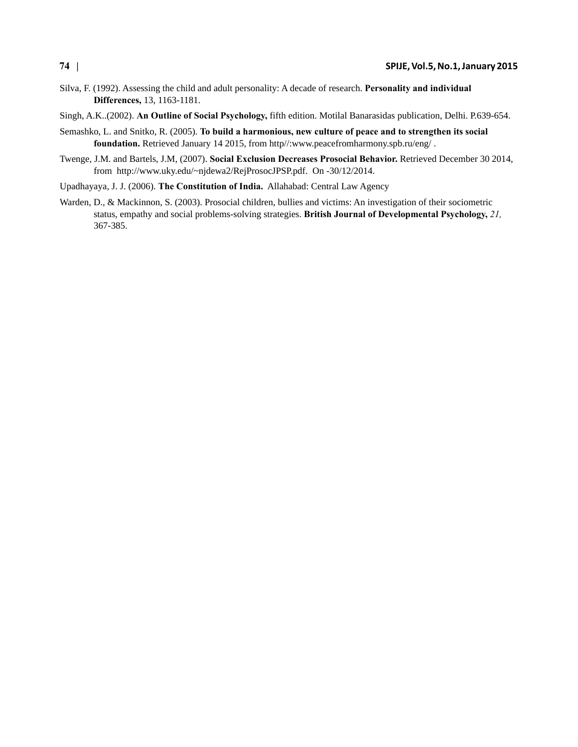Silva, F. (1992). Assessing the child and adult personality: A decade of research. **Personality and individual Differences,** 13, 1163-1181.

Singh, A.K..(2002). **An Outline of Social Psychology,** fifth edition. Motilal Banarasidas publication, Delhi. P.639-654.

Semashko, L. and Snitko, R. (2005). **To build a harmonious, new culture of peace and to strengthen its social foundation.** Retrieved January 14 2015, from http//:www.peacefromharmony.spb.ru/eng/ .

Twenge, J.M. and Bartels, J.M, (2007). **Social Exclusion Decreases Prosocial Behavior.** Retrieved December 30 2014, from http://www.uky.edu/~njdewa2/RejProsocJPSP.pdf. On -30/12/2014.

Upadhayaya, J. J. (2006). **The Constitution of India.** Allahabad: Central Law Agency

Warden, D., & Mackinnon, S. (2003). Prosocial children, bullies and victims: An investigation of their sociometric status, empathy and social problems-solving strategies. **British Journal of Developmental Psychology,** *21,* 367-385.